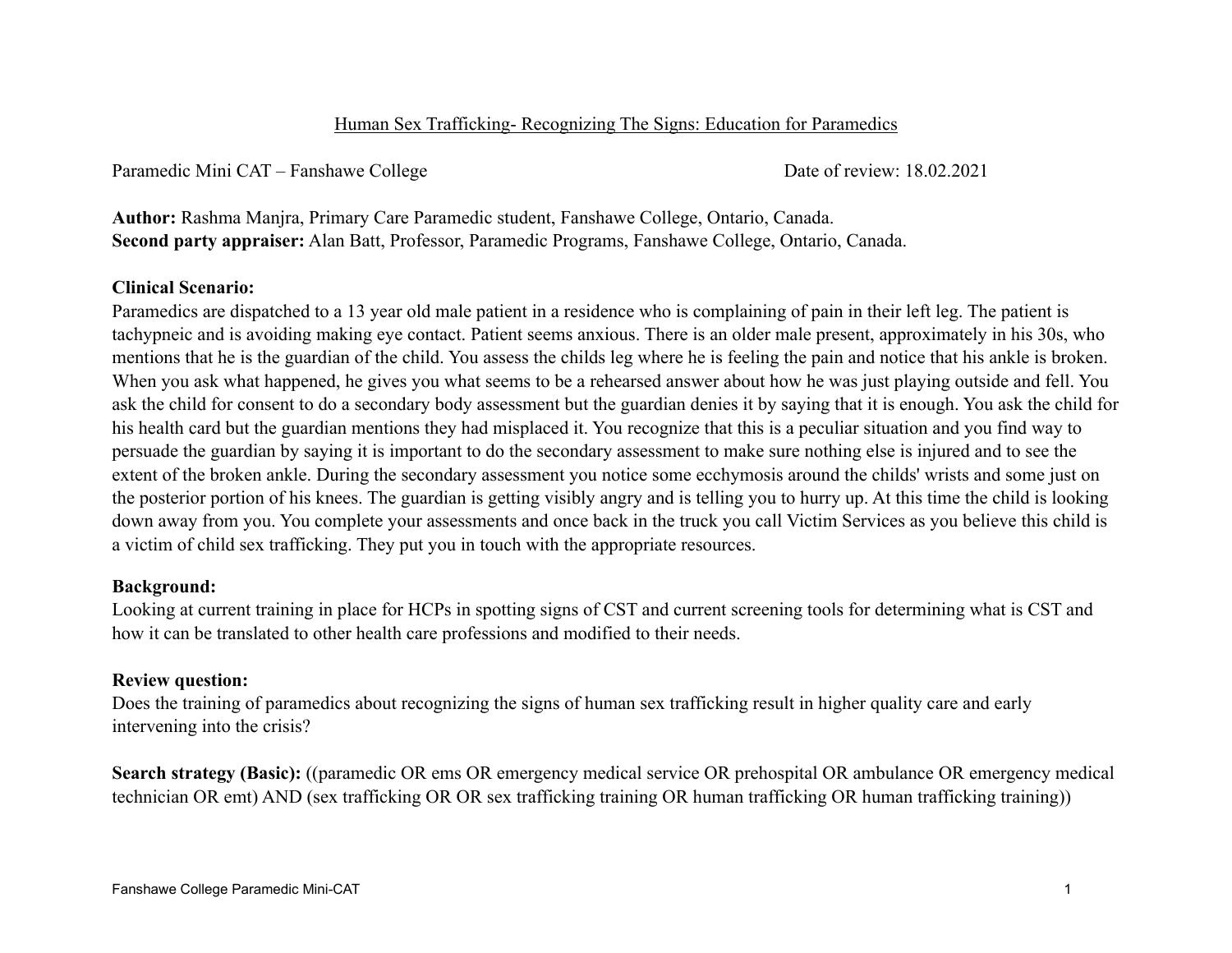# Human Sex Trafficking- Recognizing The Signs: Education for Paramedics

Paramedic Mini CAT – Fanshawe College Date of review: 18.02.2021

**Author:** Rashma Manjra, Primary Care Paramedic student, Fanshawe College, Ontario, Canada.
**Second party appraiser:** Alan Batt, Professor, Paramedic Programs, Fanshawe College, Ontario, Canada.

**Clinical Scenario:**
Paramedics are dispatched to a 13 year old male patient in a residence who is complaining of pain in their left leg. The patient is tachypneic and is avoiding making eye contact. Patient seems anxious. There is an older male present, approximately in his 30s, who mentions that he is the guardian of the child. You assess the childs leg where he is feeling the pain and notice that his ankle is broken. When you ask what happened, he gives you what seems to be a rehearsed answer about how he was just playing outside and fell. You ask the child for consent to do a secondary body assessment but the guardian denies it by saying that it is enough. You ask the child for his health card but the guardian mentions they had misplaced it. You recognize that this is a peculiar situation and you find way to persuade the guardian by saying it is important to do the secondary assessment to make sure nothing else is injured and to see the extent of the broken ankle. During the secondary assessment you notice some ecchymosis around the childs' wrists and some just on the posterior portion of his knees. The guardian is getting visibly angry and is telling you to hurry up. At this time the child is looking down away from you. You complete your assessments and once back in the truck you call Victim Services as you believe this child is a victim of child sex trafficking. They put you in touch with the appropriate resources.

**Background:**
Looking at current training in place for HCPs in spotting signs of CST and current screening tools for determining what is CST and how it can be translated to other health care professions and modified to their needs.

**Review question:**
Does the training of paramedics about recognizing the signs of human sex trafficking result in higher quality care and early intervening into the crisis?

**Search strategy (Basic):** ((paramedic OR ems OR emergency medical service OR prehospital OR ambulance OR emergency medical technician OR emt) AND (sex trafficking OR OR sex trafficking training OR human trafficking OR human trafficking training))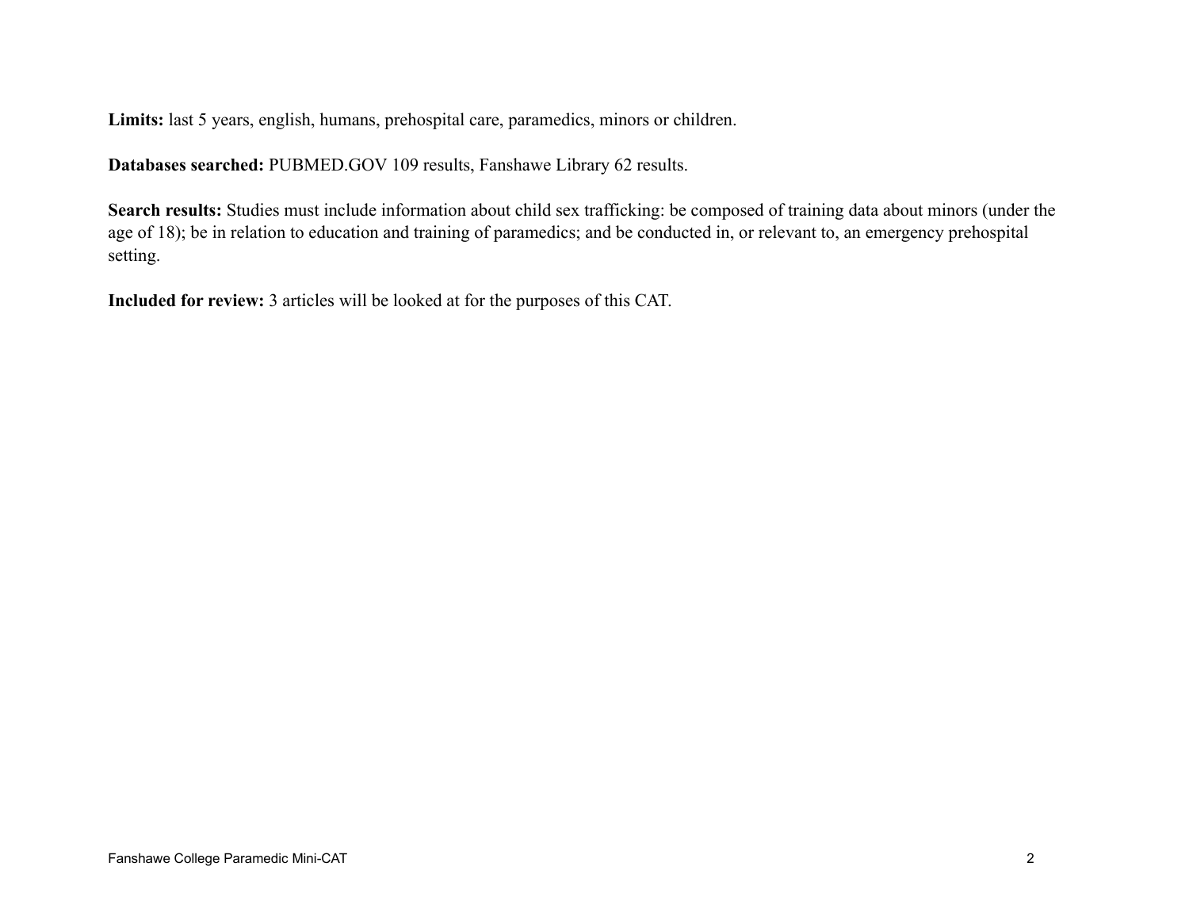**Limits:** last 5 years, english, humans, prehospital care, paramedics, minors or children.

**Databases searched:** PUBMED.GOV 109 results, Fanshawe Library 62 results.

**Search results:** Studies must include information about child sex trafficking: be composed of training data about minors (under the age of 18); be in relation to education and training of paramedics; and be conducted in, or relevant to, an emergency prehospital setting.

**Included for review:** 3 articles will be looked at for the purposes of this CAT.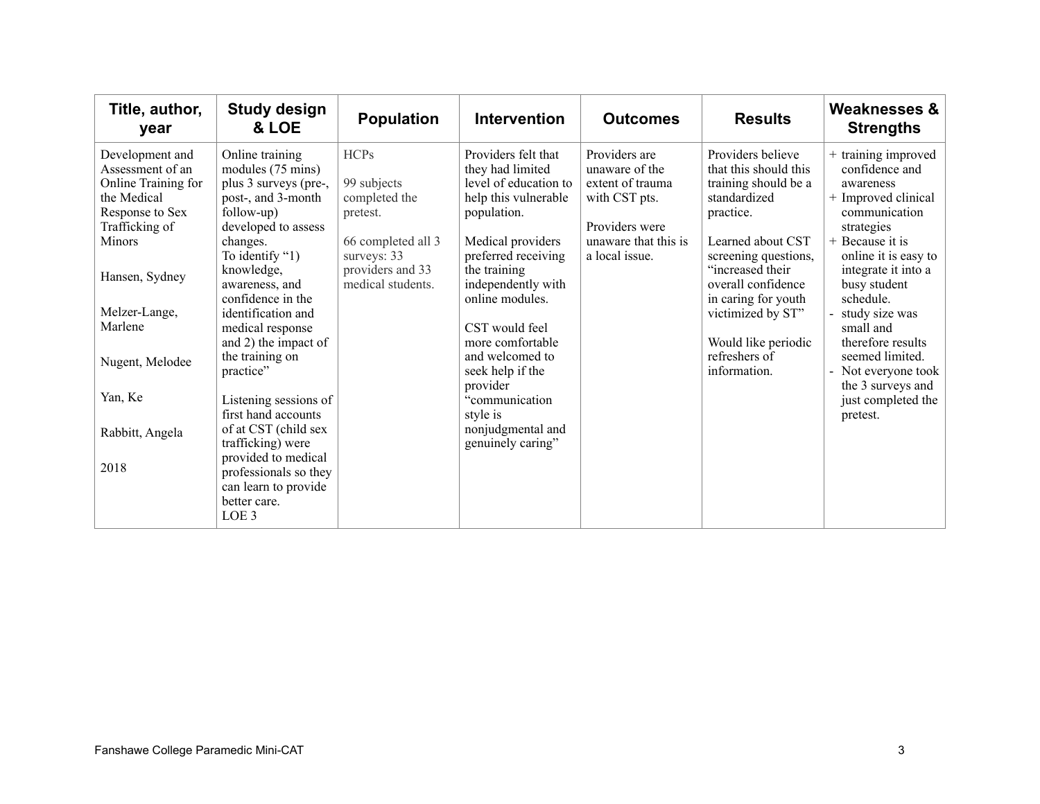| Title, author, year | Study design & LOE | Population | Intervention | Outcomes | Results | Weaknesses & Strengths |
|---|---|---|---|---|---|---|
| Development and Assessment of an Online Training for the Medical Response to Sex Trafficking of Minors<br><br>Hansen, Sydney<br><br>Melzer-Lange, Marlene<br><br>Nugent, Melodee<br><br>Yan, Ke<br><br>Rabbitt, Angela<br><br>2018 | Online training modules (75 mins) plus 3 surveys (pre-, post-, and 3-month follow-up) developed to assess changes.<br>To identify "1) knowledge, awareness, and confidence in the identification and medical response and 2) the impact of the training on practice"<br><br>Listening sessions of first hand accounts of at CST (child sex trafficking) were provided to medical professionals so they can learn to provide better care.<br>LOE 3 | HCPs<br><br>99 subjects completed the pretest.<br><br>66 completed all 3 surveys: 33 providers and 33 medical students. | Providers felt that they had limited level of education to help this vulnerable population.<br><br>Medical providers preferred receiving the training independently with online modules.<br><br>CST would feel more comfortable and welcomed to seek help if the provider "communication style is nonjudgmental and genuinely caring" | Providers are unaware of the extent of trauma with CST pts.<br><br>Providers were unaware that this is a local issue. | Providers believe that this should this training should be a standardized practice.<br><br>Learned about CST screening questions, "increased their overall confidence in caring for youth victimized by ST"<br><br>Would like periodic refreshers of information. | + training improved confidence and awareness<br>+ Improved clinical communication strategies<br>+ Because it is online it is easy to integrate it into a busy student schedule.<br>- study size was small and therefore results seemed limited.<br>- Not everyone took the 3 surveys and just completed the pretest. |

Fanshawe College Paramedic Mini-CAT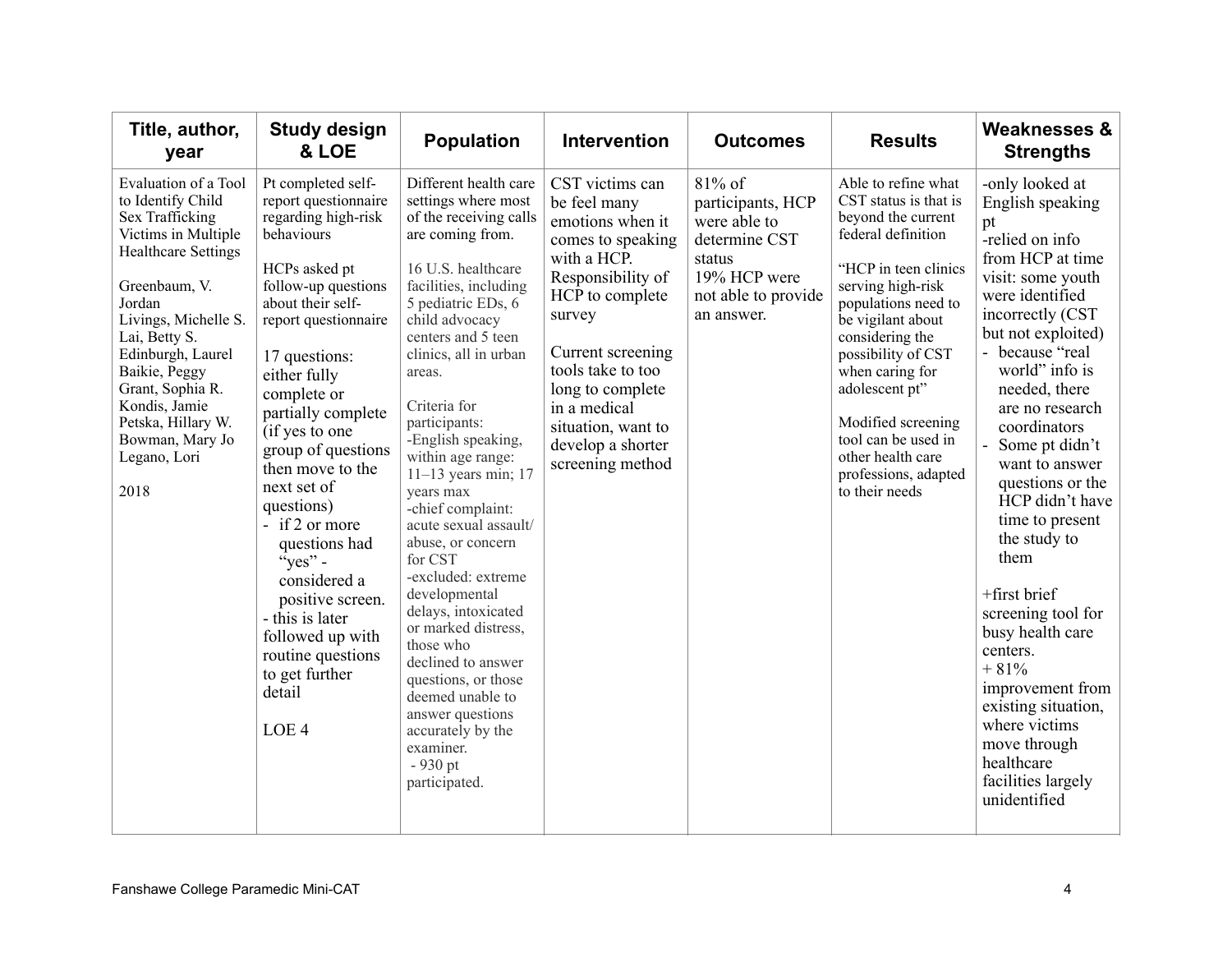| Title, author, year | Study design & LOE | Population | Intervention | Outcomes | Results | Weaknesses & Strengths |
|---|---|---|---|---|---|---|
| Evaluation of a Tool to Identify Child Sex Trafficking Victims in Multiple Healthcare Settings<br><br>Greenbaum, V. Jordan<br>Livings, Michelle S.<br>Lai, Betty S.<br>Edinburgh, Laurel<br>Baikie, Peggy<br>Grant, Sophia R.<br>Kondis, Jamie<br>Petska, Hillary W.<br>Bowman, Mary Jo<br>Legano, Lori<br><br>2018 | Pt completed self-report questionnaire regarding high-risk behaviours<br><br>HCPs asked pt follow-up questions about their self-report questionnaire<br><br>17 questions: either fully complete or partially complete (if yes to one group of questions then move to the next set of questions)<br>- if 2 or more questions had "yes" - considered a positive screen.<br>- this is later followed up with routine questions to get further detail<br><br>LOE 4 | Different health care settings where most of the receiving calls are coming from.<br><br>16 U.S. healthcare facilities, including 5 pediatric EDs, 6 child advocacy centers and 5 teen clinics, all in urban areas.<br><br>Criteria for participants:<br>-English speaking, within age range: 11–13 years min; 17 years max<br>-chief complaint: acute sexual assault/ abuse, or concern for CST<br>-excluded: extreme developmental delays, intoxicated or marked distress, those who declined to answer questions, or those deemed unable to answer questions accurately by the examiner.<br>- 930 pt participated. | CST victims can be feel many emotions when it comes to speaking with a HCP. Responsibility of HCP to complete survey<br><br>Current screening tools take to too long to complete in a medical situation, want to develop a shorter screening method | 81% of participants, HCP were able to determine CST status<br>19% HCP were not able to provide an answer. | Able to refine what CST status is that is beyond the current federal definition<br><br>"HCP in teen clinics serving high-risk populations need to be vigilant about considering the possibility of CST when caring for adolescent pt"<br><br>Modified screening tool can be used in other health care professions, adapted to their needs | -only looked at English speaking pt<br>-relied on info from HCP at time visit: some youth were identified incorrectly (CST but not exploited)<br>- because "real world" info is needed, there are no research coordinators<br>- Some pt didn't want to answer questions or the HCP didn't have time to present the study to them<br><br>+first brief screening tool for busy health care centers.<br>+ 81% improvement from existing situation, where victims move through healthcare facilities largely unidentified |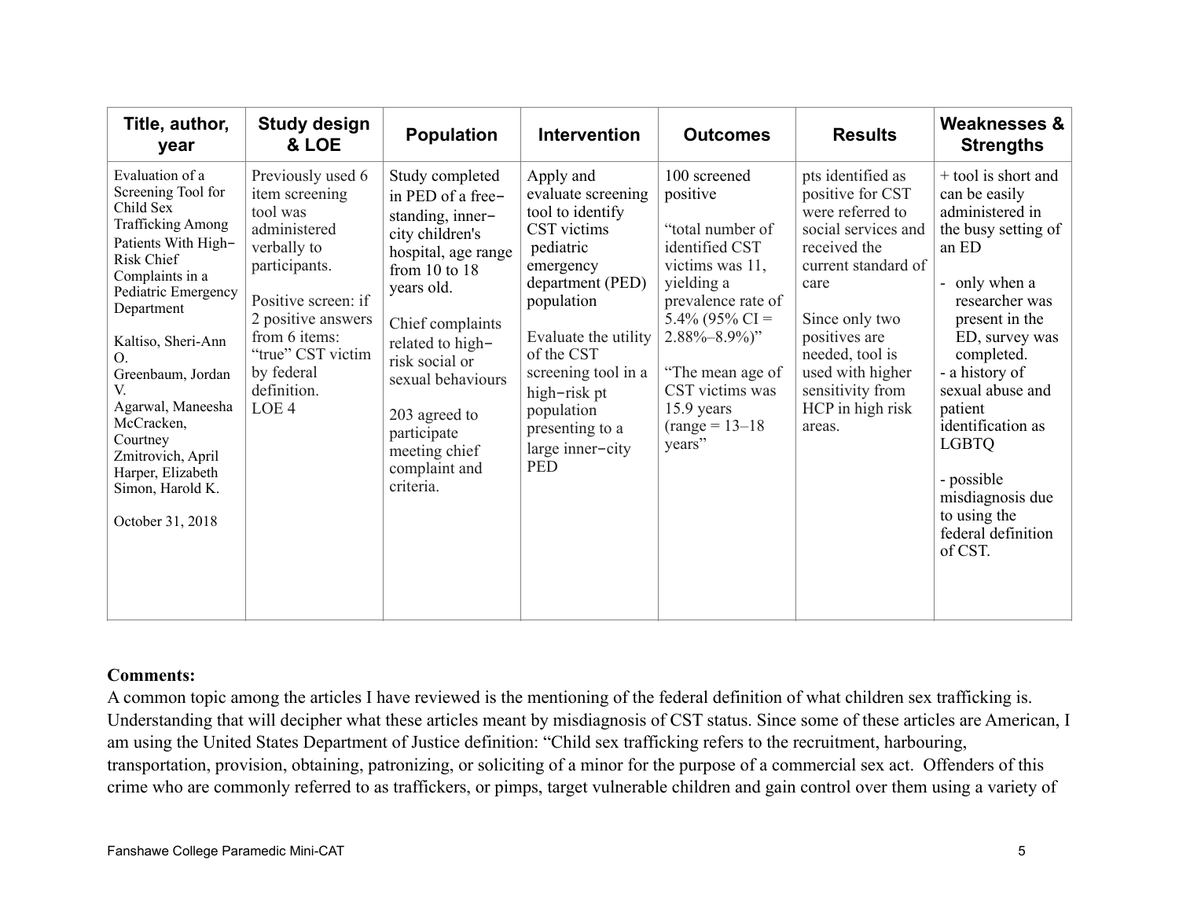| Title, author, year | Study design & LOE | Population | Intervention | Outcomes | Results | Weaknesses & Strengths |
|---|---|---|---|---|---|---|
| Evaluation of a Screening Tool for Child Sex Trafficking Among Patients With High−Risk Chief Complaints in a Pediatric Emergency Department<br><br>Kaltiso, Sheri-Ann O.<br>Greenbaum, Jordan V.<br>Agarwal, Maneesha<br>McCracken, Courtney<br>Zmitrovich, April<br>Harper, Elizabeth<br>Simon, Harold K.<br><br>October 31, 2018 | Previously used 6 item screening tool was administered verbally to participants.<br><br>Positive screen: if 2 positive answers from 6 items: "true" CST victim by federal definition.<br>LOE 4 | Study completed in PED of a free−standing, inner−city children's hospital, age range from 10 to 18 years old.<br><br>Chief complaints related to high−risk social or sexual behaviours<br><br>203 agreed to participate meeting chief complaint and criteria. | Apply and evaluate screening tool to identify CST victims pediatric emergency department (PED) population<br><br>Evaluate the utility of the CST screening tool in a high−risk pt population presenting to a large inner−city PED | 100 screened positive<br><br>"total number of identified CST victims was 11, yielding a prevalence rate of 5.4% (95% CI = 2.88%–8.9%)"<br><br>"The mean age of CST victims was 15.9 years (range = 13–18 years" | pts identified as positive for CST were referred to social services and received the current standard of care<br><br>Since only two positives are needed, tool is used with higher sensitivity from HCP in high risk areas. | + tool is short and can be easily administered in the busy setting of an ED<br><br>- only when a researcher was present in the ED, survey was completed.<br>- a history of sexual abuse and patient identification as LGBTQ<br><br>- possible misdiagnosis due to using the federal definition of CST. |

**Comments:**

A common topic among the articles I have reviewed is the mentioning of the federal definition of what children sex trafficking is. Understanding that will decipher what these articles meant by misdiagnosis of CST status. Since some of these articles are American, I am using the United States Department of Justice definition: "Child sex trafficking refers to the recruitment, harbouring, transportation, provision, obtaining, patronizing, or soliciting of a minor for the purpose of a commercial sex act. Offenders of this crime who are commonly referred to as traffickers, or pimps, target vulnerable children and gain control over them using a variety of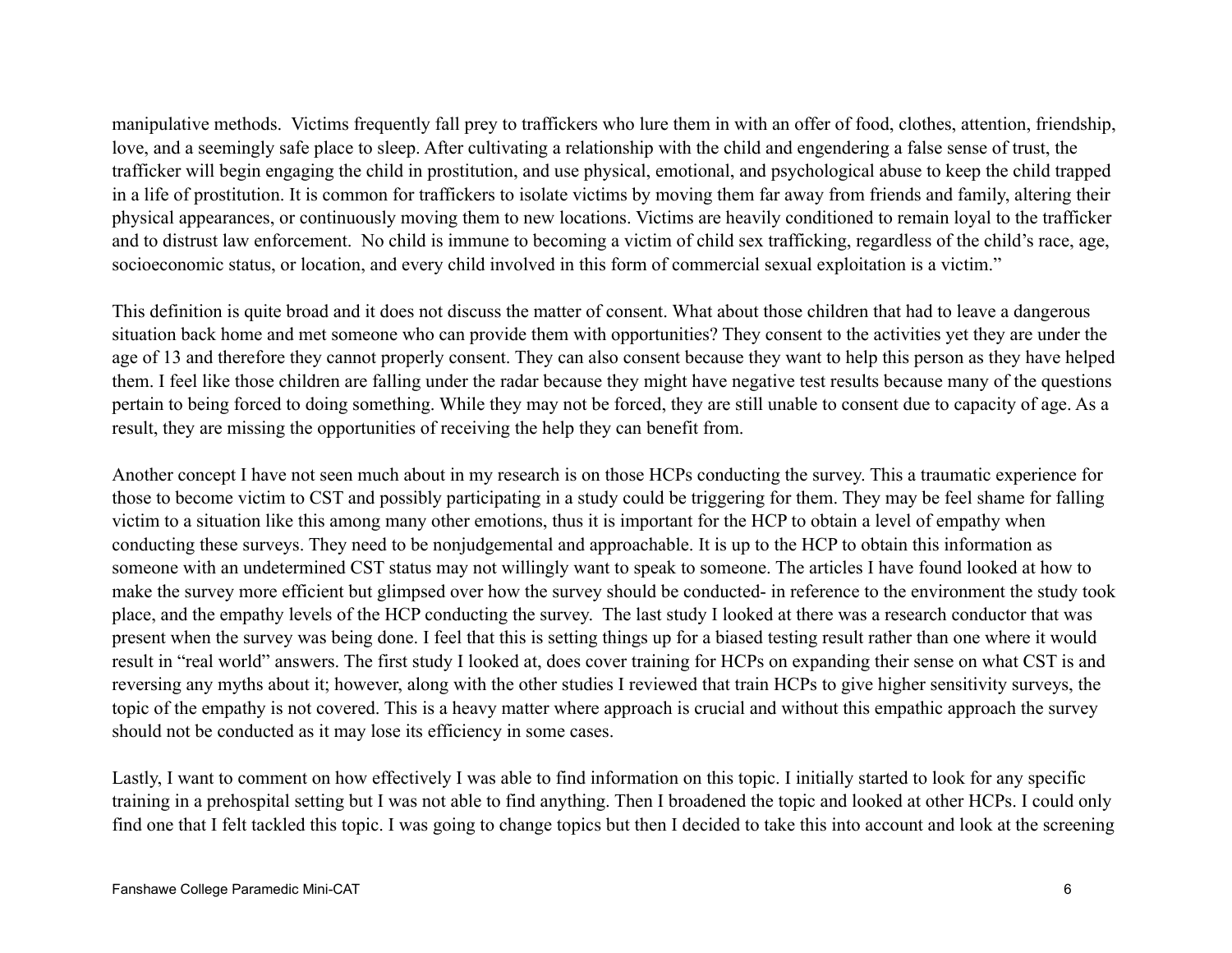manipulative methods. Victims frequently fall prey to traffickers who lure them in with an offer of food, clothes, attention, friendship, love, and a seemingly safe place to sleep. After cultivating a relationship with the child and engendering a false sense of trust, the trafficker will begin engaging the child in prostitution, and use physical, emotional, and psychological abuse to keep the child trapped in a life of prostitution. It is common for traffickers to isolate victims by moving them far away from friends and family, altering their physical appearances, or continuously moving them to new locations. Victims are heavily conditioned to remain loyal to the trafficker and to distrust law enforcement. No child is immune to becoming a victim of child sex trafficking, regardless of the child's race, age, socioeconomic status, or location, and every child involved in this form of commercial sexual exploitation is a victim."

This definition is quite broad and it does not discuss the matter of consent. What about those children that had to leave a dangerous situation back home and met someone who can provide them with opportunities? They consent to the activities yet they are under the age of 13 and therefore they cannot properly consent. They can also consent because they want to help this person as they have helped them. I feel like those children are falling under the radar because they might have negative test results because many of the questions pertain to being forced to doing something. While they may not be forced, they are still unable to consent due to capacity of age. As a result, they are missing the opportunities of receiving the help they can benefit from.

Another concept I have not seen much about in my research is on those HCPs conducting the survey. This a traumatic experience for those to become victim to CST and possibly participating in a study could be triggering for them. They may be feel shame for falling victim to a situation like this among many other emotions, thus it is important for the HCP to obtain a level of empathy when conducting these surveys. They need to be nonjudgemental and approachable. It is up to the HCP to obtain this information as someone with an undetermined CST status may not willingly want to speak to someone. The articles I have found looked at how to make the survey more efficient but glimpsed over how the survey should be conducted- in reference to the environment the study took place, and the empathy levels of the HCP conducting the survey. The last study I looked at there was a research conductor that was present when the survey was being done. I feel that this is setting things up for a biased testing result rather than one where it would result in "real world" answers. The first study I looked at, does cover training for HCPs on expanding their sense on what CST is and reversing any myths about it; however, along with the other studies I reviewed that train HCPs to give higher sensitivity surveys, the topic of the empathy is not covered. This is a heavy matter where approach is crucial and without this empathic approach the survey should not be conducted as it may lose its efficiency in some cases.

Lastly, I want to comment on how effectively I was able to find information on this topic. I initially started to look for any specific training in a prehospital setting but I was not able to find anything. Then I broadened the topic and looked at other HCPs. I could only find one that I felt tackled this topic. I was going to change topics but then I decided to take this into account and look at the screening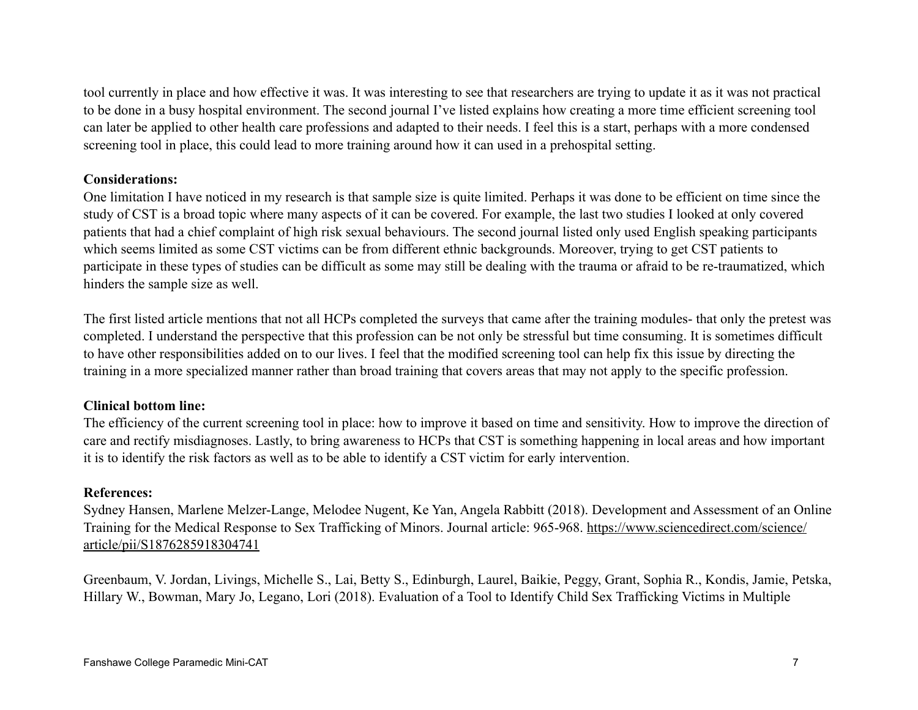tool currently in place and how effective it was. It was interesting to see that researchers are trying to update it as it was not practical to be done in a busy hospital environment. The second journal I've listed explains how creating a more time efficient screening tool can later be applied to other health care professions and adapted to their needs. I feel this is a start, perhaps with a more condensed screening tool in place, this could lead to more training around how it can used in a prehospital setting.

**Considerations:**

One limitation I have noticed in my research is that sample size is quite limited. Perhaps it was done to be efficient on time since the study of CST is a broad topic where many aspects of it can be covered. For example, the last two studies I looked at only covered patients that had a chief complaint of high risk sexual behaviours. The second journal listed only used English speaking participants which seems limited as some CST victims can be from different ethnic backgrounds. Moreover, trying to get CST patients to participate in these types of studies can be difficult as some may still be dealing with the trauma or afraid to be re-traumatized, which hinders the sample size as well.

The first listed article mentions that not all HCPs completed the surveys that came after the training modules- that only the pretest was completed. I understand the perspective that this profession can be not only be stressful but time consuming. It is sometimes difficult to have other responsibilities added on to our lives. I feel that the modified screening tool can help fix this issue by directing the training in a more specialized manner rather than broad training that covers areas that may not apply to the specific profession.

**Clinical bottom line:**

The efficiency of the current screening tool in place: how to improve it based on time and sensitivity. How to improve the direction of care and rectify misdiagnoses. Lastly, to bring awareness to HCPs that CST is something happening in local areas and how important it is to identify the risk factors as well as to be able to identify a CST victim for early intervention.

**References:**

Sydney Hansen, Marlene Melzer-Lange, Melodee Nugent, Ke Yan, Angela Rabbitt (2018). Development and Assessment of an Online Training for the Medical Response to Sex Trafficking of Minors. Journal article: 965-968. https://www.sciencedirect.com/science/article/pii/S1876285918304741

Greenbaum, V. Jordan, Livings, Michelle S., Lai, Betty S., Edinburgh, Laurel, Baikie, Peggy, Grant, Sophia R., Kondis, Jamie, Petska, Hillary W., Bowman, Mary Jo, Legano, Lori (2018). Evaluation of a Tool to Identify Child Sex Trafficking Victims in Multiple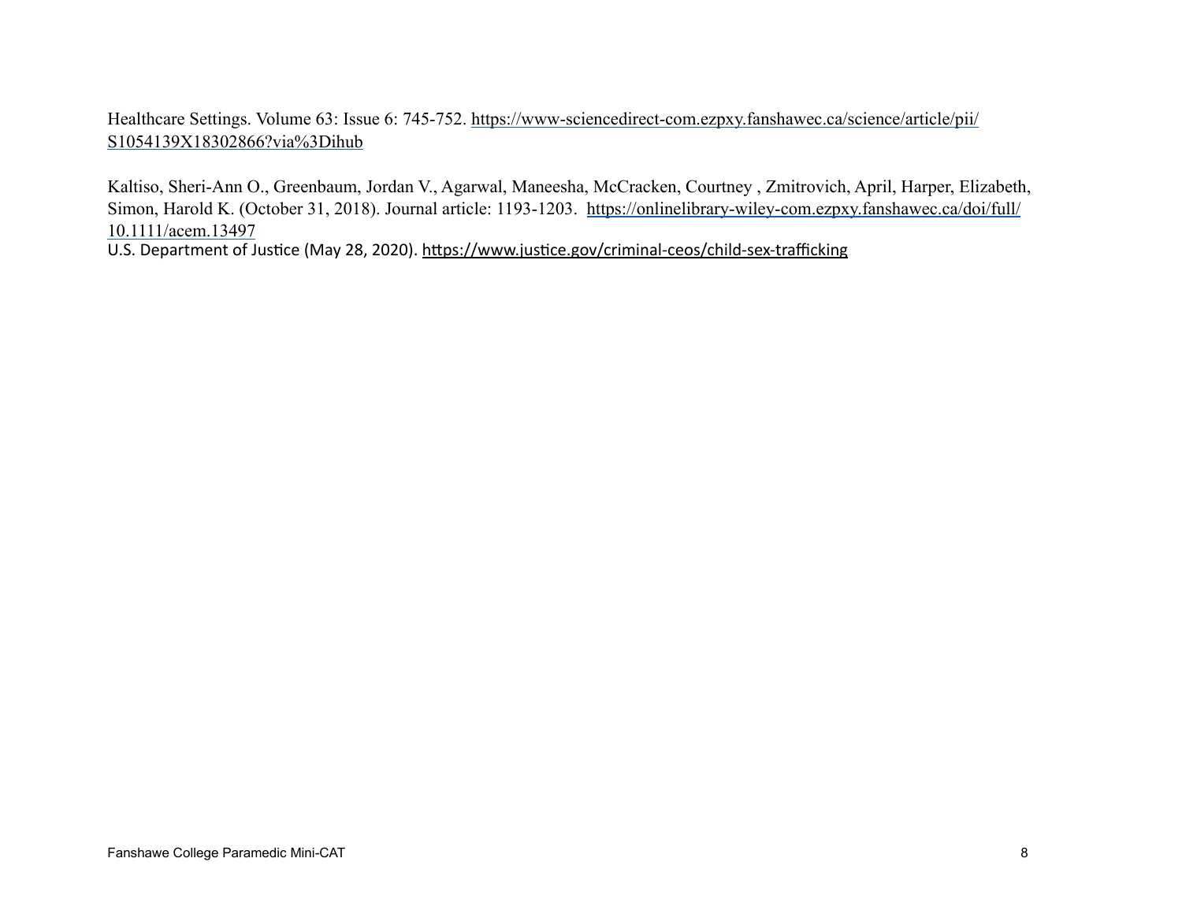Healthcare Settings. Volume 63: Issue 6: 745-752. https://www-sciencedirect-com.ezpxy.fanshawec.ca/science/article/pii/S1054139X18302866?via%3Dihub

Kaltiso, Sheri-Ann O., Greenbaum, Jordan V., Agarwal, Maneesha, McCracken, Courtney , Zmitrovich, April, Harper, Elizabeth, Simon, Harold K. (October 31, 2018). Journal article: 1193-1203. https://onlinelibrary-wiley-com.ezpxy.fanshawec.ca/doi/full/10.1111/acem.13497

U.S. Department of Justice (May 28, 2020). https://www.justice.gov/criminal-ceos/child-sex-trafficking